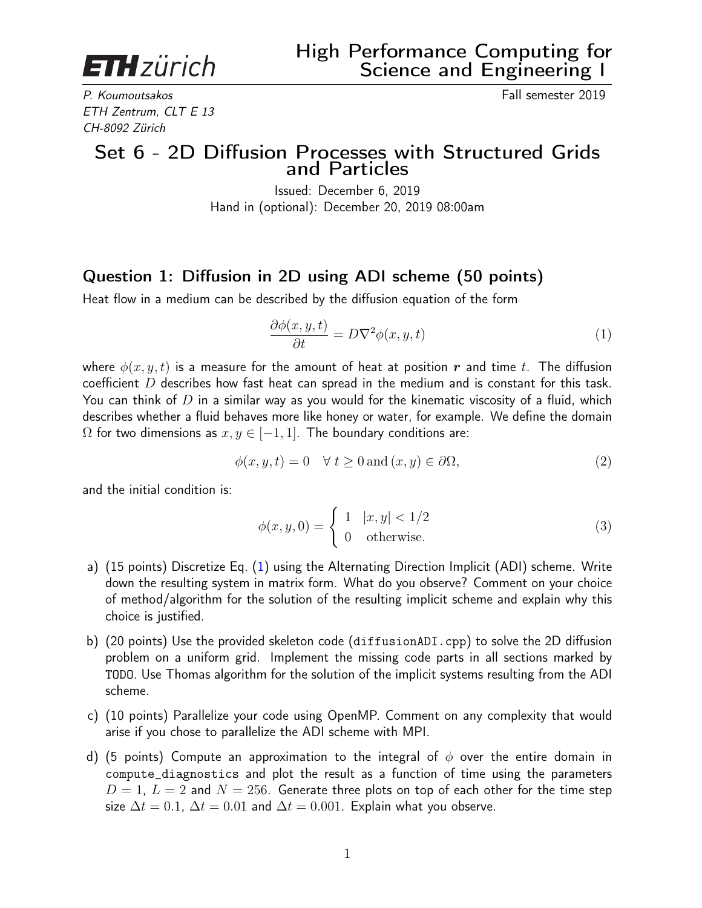ETH zürich

# High Performance Computing for Science and Engineering I

*P. Koumoutsakos*
*ETH Zentrum, CLT E 13*
*CH-8092 Zürich*

Fall semester 2019

## Set 6 - 2D Diffusion Processes with Structured Grids and Particles

Issued: December 6, 2019
Hand in (optional): December 20, 2019 08:00am

### Question 1: Diffusion in 2D using ADI scheme (50 points)

Heat flow in a medium can be described by the diffusion equation of the form

$$\frac{\partial \phi(x, y, t)}{\partial t} = D\nabla^2 \phi(x, y, t) \tag{1}$$

where $\phi(x, y, t)$ is a measure for the amount of heat at position $\boldsymbol{r}$ and time $t$. The diffusion coefficient $D$ describes how fast heat can spread in the medium and is constant for this task. You can think of $D$ in a similar way as you would for the kinematic viscosity of a fluid, which describes whether a fluid behaves more like honey or water, for example. We define the domain $\Omega$ for two dimensions as $x, y \in [-1, 1]$. The boundary conditions are:

$$\phi(x, y, t) = 0 \quad \forall \, t \geq 0 \,\text{and}\, (x, y) \in \partial\Omega, \tag{2}$$

and the initial condition is:

$$\phi(x, y, 0) = \begin{cases} 1 & |x, y| < 1/2 \\ 0 & \text{otherwise.} \end{cases} \tag{3}$$

a) (15 points) Discretize Eq. (1) using the Alternating Direction Implicit (ADI) scheme. Write down the resulting system in matrix form. What do you observe? Comment on your choice of method/algorithm for the solution of the resulting implicit scheme and explain why this choice is justified.

b) (20 points) Use the provided skeleton code (diffusionADI.cpp) to solve the 2D diffusion problem on a uniform grid. Implement the missing code parts in all sections marked by TODO. Use Thomas algorithm for the solution of the implicit systems resulting from the ADI scheme.

c) (10 points) Parallelize your code using OpenMP. Comment on any complexity that would arise if you chose to parallelize the ADI scheme with MPI.

d) (5 points) Compute an approximation to the integral of $\phi$ over the entire domain in compute_diagnostics and plot the result as a function of time using the parameters $D = 1$, $L = 2$ and $N = 256$. Generate three plots on top of each other for the time step size $\Delta t = 0.1$, $\Delta t = 0.01$ and $\Delta t = 0.001$. Explain what you observe.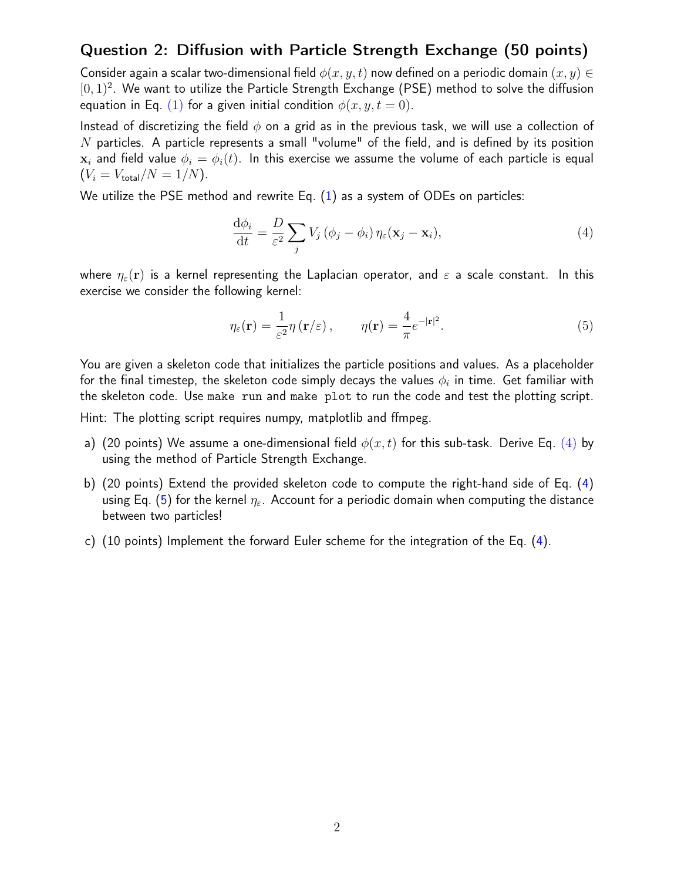## Question 2: Diffusion with Particle Strength Exchange (50 points)

Consider again a scalar two-dimensional field $\phi(x, y, t)$ now defined on a periodic domain $(x, y) \in [0, 1)^2$. We want to utilize the Particle Strength Exchange (PSE) method to solve the diffusion equation in Eq. (1) for a given initial condition $\phi(x, y, t = 0)$.

Instead of discretizing the field $\phi$ on a grid as in the previous task, we will use a collection of $N$ particles. A particle represents a small "volume" of the field, and is defined by its position $\mathbf{x}_i$ and field value $\phi_i = \phi_i(t)$. In this exercise we assume the volume of each particle is equal ($V_i = V_{\text{total}}/N = 1/N$).

We utilize the PSE method and rewrite Eq. (1) as a system of ODEs on particles:

$$\frac{\mathrm{d}\phi_i}{\mathrm{d}t} = \frac{D}{\varepsilon^2} \sum_j V_j \left(\phi_j - \phi_i\right) \eta_\varepsilon(\mathbf{x}_j - \mathbf{x}_i), \tag{4}$$

where $\eta_\varepsilon(\mathbf{r})$ is a kernel representing the Laplacian operator, and $\varepsilon$ a scale constant. In this exercise we consider the following kernel:

$$\eta_\varepsilon(\mathbf{r}) = \frac{1}{\varepsilon^2} \eta\left(\mathbf{r}/\varepsilon\right), \qquad \eta(\mathbf{r}) = \frac{4}{\pi} e^{-|\mathbf{r}|^2}. \tag{5}$$

You are given a skeleton code that initializes the particle positions and values. As a placeholder for the final timestep, the skeleton code simply decays the values $\phi_i$ in time. Get familiar with the skeleton code. Use `make run` and `make plot` to run the code and test the plotting script.

Hint: The plotting script requires numpy, matplotlib and ffmpeg.

a) (20 points) We assume a one-dimensional field $\phi(x, t)$ for this sub-task. Derive Eq. (4) by using the method of Particle Strength Exchange.

b) (20 points) Extend the provided skeleton code to compute the right-hand side of Eq. (4) using Eq. (5) for the kernel $\eta_\varepsilon$. Account for a periodic domain when computing the distance between two particles!

c) (10 points) Implement the forward Euler scheme for the integration of the Eq. (4).